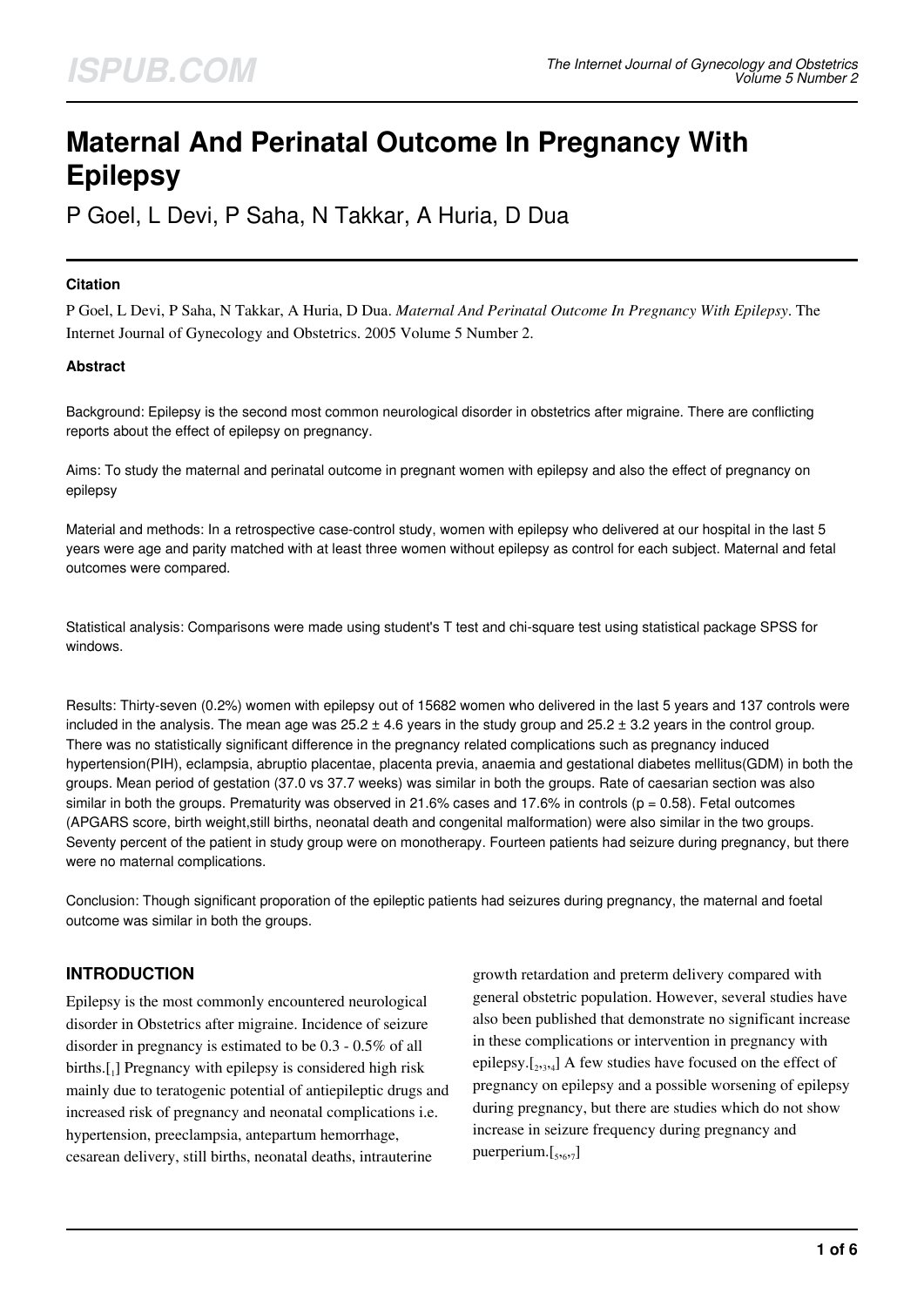# Maternal And Perinatal Outcome In Pregnancy With Epilepsy

P Goel, L Devi, P Saha, N Takkar, A Huria, D Dua

#### Citation

P Goel, L Devi, P Saha, N Takkar, A Huria, D Dua. *Maternal And Perinatal Outcome In Pregnancy With Epilepsy*. The Internet Journal of Gynecology and Obstetrics. 2005 Volume 5 Number 2.

#### Abstract

Background: Epilepsy is the second most common neurological disorder in obstetrics after migraine. There are conflicting reports about the effect of epilepsy on pregnancy.

Aims: To study the maternal and perinatal outcome in pregnant women with epilepsy and also the effect of pregnancy on epilepsy

Material and methods: In a retrospective case-control study, women with epilepsy who delivered at our hospital in the last 5 years were age and parity matched with at least three women without epilepsy as control for each subject. Maternal and fetal outcomes were compared.

Statistical analysis: Comparisons were made using student's T test and chi-square test using statistical package SPSS for windows.

Results: Thirty-seven (0.2%) women with epilepsy out of 15682 women who delivered in the last 5 years and 137 controls were included in the analysis. The mean age was 25.2 ± 4.6 years in the study group and 25.2 ± 3.2 years in the control group. There was no statistically significant difference in the pregnancy related complications such as pregnancy induced hypertension(PIH), eclampsia, abruptio placentae, placenta previa, anaemia and gestational diabetes mellitus(GDM) in both the groups. Mean period of gestation (37.0 vs 37.7 weeks) was similar in both the groups. Rate of caesarian section was also similar in both the groups. Prematurity was observed in 21.6% cases and 17.6% in controls ($p = 0.58$). Fetal outcomes (APGARS score, birth weight,still births, neonatal death and congenital malformation) were also similar in the two groups. Seventy percent of the patient in study group were on monotherapy. Fourteen patients had seizure during pregnancy, but there were no maternal complications.

Conclusion: Though significant proporation of the epileptic patients had seizures during pregnancy, the maternal and foetal outcome was similar in both the groups.

## INTRODUCTION

Epilepsy is the most commonly encountered neurological disorder in Obstetrics after migraine. Incidence of seizure disorder in pregnancy is estimated to be 0.3 - 0.5% of all births.[1] Pregnancy with epilepsy is considered high risk mainly due to teratogenic potential of antiepileptic drugs and increased risk of pregnancy and neonatal complications i.e. hypertension, preeclampsia, antepartum hemorrhage, cesarean delivery, still births, neonatal deaths, intrauterine growth retardation and preterm delivery compared with general obstetric population. However, several studies have also been published that demonstrate no significant increase in these complications or intervention in pregnancy with epilepsy.[2,3,4] A few studies have focused on the effect of pregnancy on epilepsy and a possible worsening of epilepsy during pregnancy, but there are studies which do not show increase in seizure frequency during pregnancy and puerperium.[5,6,7]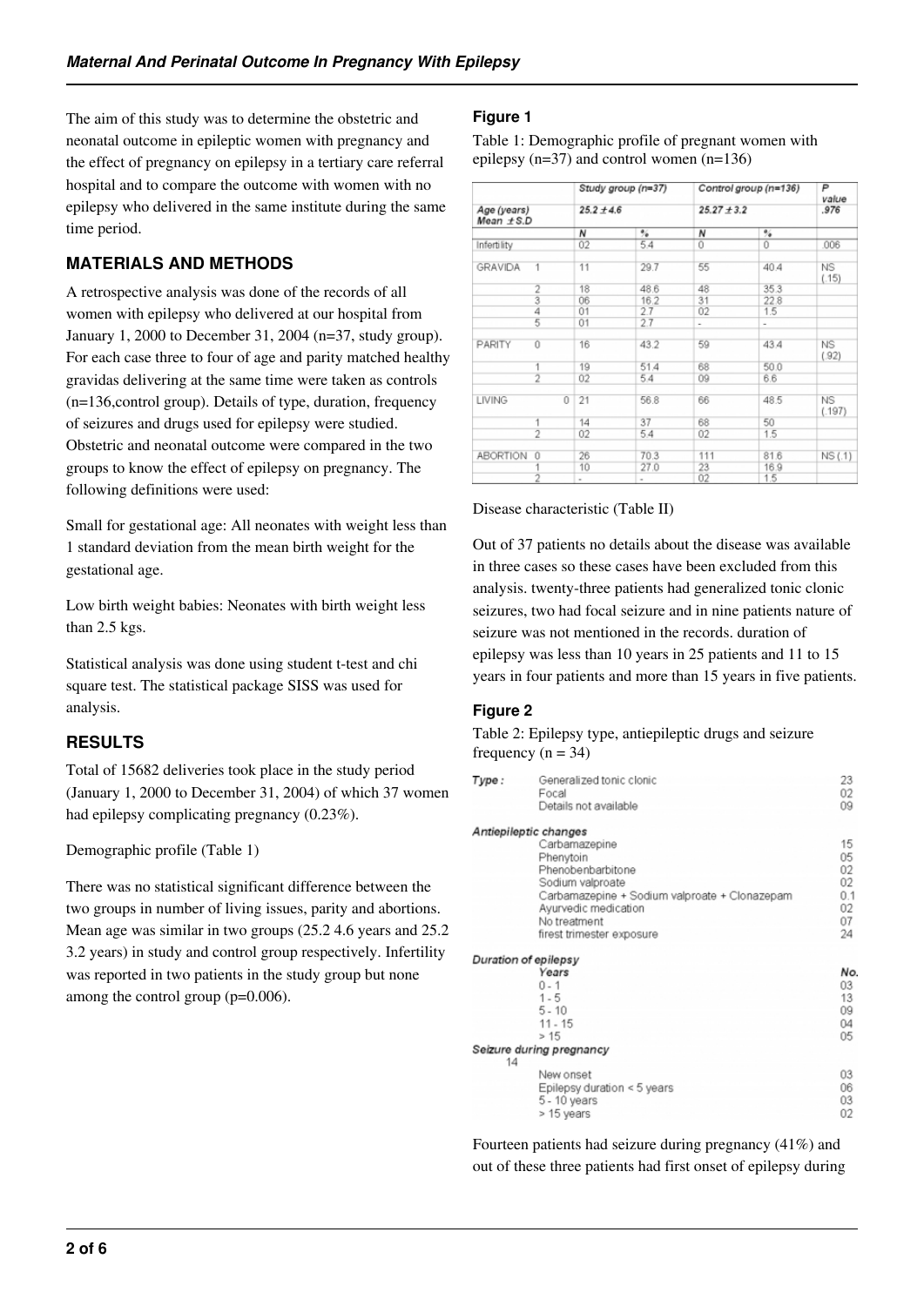The aim of this study was to determine the obstetric and neonatal outcome in epileptic women with pregnancy and the effect of pregnancy on epilepsy in a tertiary care referral hospital and to compare the outcome with women with no epilepsy who delivered in the same institute during the same time period.

## MATERIALS AND METHODS

A retrospective analysis was done of the records of all women with epilepsy who delivered at our hospital from January 1, 2000 to December 31, 2004 (n=37, study group). For each case three to four of age and parity matched healthy gravidas delivering at the same time were taken as controls (n=136,control group). Details of type, duration, frequency of seizures and drugs used for epilepsy were studied. Obstetric and neonatal outcome were compared in the two groups to know the effect of epilepsy on pregnancy. The following definitions were used:

Small for gestational age: All neonates with weight less than 1 standard deviation from the mean birth weight for the gestational age.

Low birth weight babies: Neonates with birth weight less than 2.5 kgs.

Statistical analysis was done using student t-test and chi square test. The statistical package SISS was used for analysis.

## RESULTS

Total of 15682 deliveries took place in the study period (January 1, 2000 to December 31, 2004) of which 37 women had epilepsy complicating pregnancy (0.23%).

Demographic profile (Table 1)

There was no statistical significant difference between the two groups in number of living issues, parity and abortions. Mean age was similar in two groups (25.2 4.6 years and 25.2 3.2 years) in study and control group respectively. Infertility was reported in two patients in the study group but none among the control group (p=0.006).

### Figure 1

Table 1: Demographic profile of pregnant women with epilepsy (n=37) and control women (n=136)

| | | Study group (n=37) | | Control group (n=136) | | P value |
|---|---|---|---|---|---|---|
| Age (years) Mean ± S.D | | 25.2 ± 4.6 | | 25.27 ± 3.2 | | .976 |
| | | N | % | N | % | |
| Infertility | | 02 | 5.4 | 0 | 0 | .006 |
| GRAVIDA | 1 | 11 | 29.7 | 55 | 40.4 | NS (.15) |
| | 2 | 18 | 48.6 | 48 | 35.3 | |
| | 3 | 06 | 16.2 | 31 | 22.8 | |
| | 4 | 01 | 2.7 | 02 | 1.5 | |
| | 5 | 01 | 2.7 | - | - | |
| PARITY | 0 | 16 | 43.2 | 59 | 43.4 | NS (.92) |
| | 1 | 19 | 51.4 | 68 | 50.0 | |
| | 2 | 02 | 5.4 | 09 | 6.6 | |
| LIVING | 0 | 21 | 56.8 | 66 | 48.5 | NS (.197) |
| | 1 | 14 | 37 | 68 | 50 | |
| | 2 | 02 | 5.4 | 02 | 1.5 | |
| ABORTION | 0 | 26 | 70.3 | 111 | 81.6 | NS (.1) |
| | 1 | 10 | 27.0 | 23 | 16.9 | |
| | 2 | - | - | 02 | 1.5 | |

Disease characteristic (Table II)

Out of 37 patients no details about the disease was available in three cases so these cases have been excluded from this analysis. twenty-three patients had generalized tonic clonic seizures, two had focal seizure and in nine patients nature of seizure was not mentioned in the records. duration of epilepsy was less than 10 years in 25 patients and 11 to 15 years in four patients and more than 15 years in five patients.

### Figure 2

Table 2: Epilepsy type, antiepileptic drugs and seizure frequency (n = 34)

| | | |
|---|---|---|
| *Type :* | Generalized tonic clonic | 23 |
| | Focal | 02 |
| | Details not available | 09 |
| *Antiepileptic changes* | | |
| | Carbamazepine | 15 |
| | Phenytoin | 05 |
| | Phenobenbarbitone | 02 |
| | Sodium valproate | 02 |
| | Carbamazepine + Sodium valproate + Clonazepam | 0.1 |
| | Ayurvedic medication | 02 |
| | No treatment | 07 |
| | firest trimester exposure | 24 |
| *Duration of epilepsy* | | |
| | *Years* | *No.* |
| | 0 - 1 | 03 |
| | 1 - 5 | 13 |
| | 5 - 10 | 09 |
| | 11 - 15 | 04 |
| | > 15 | 05 |
| *Seizure during pregnancy* 14 | | |
| | New onset | 03 |
| | Epilepsy duration < 5 years | 06 |
| | 5 - 10 years | 03 |
| | > 15 years | 02 |

Fourteen patients had seizure during pregnancy (41%) and out of these three patients had first onset of epilepsy during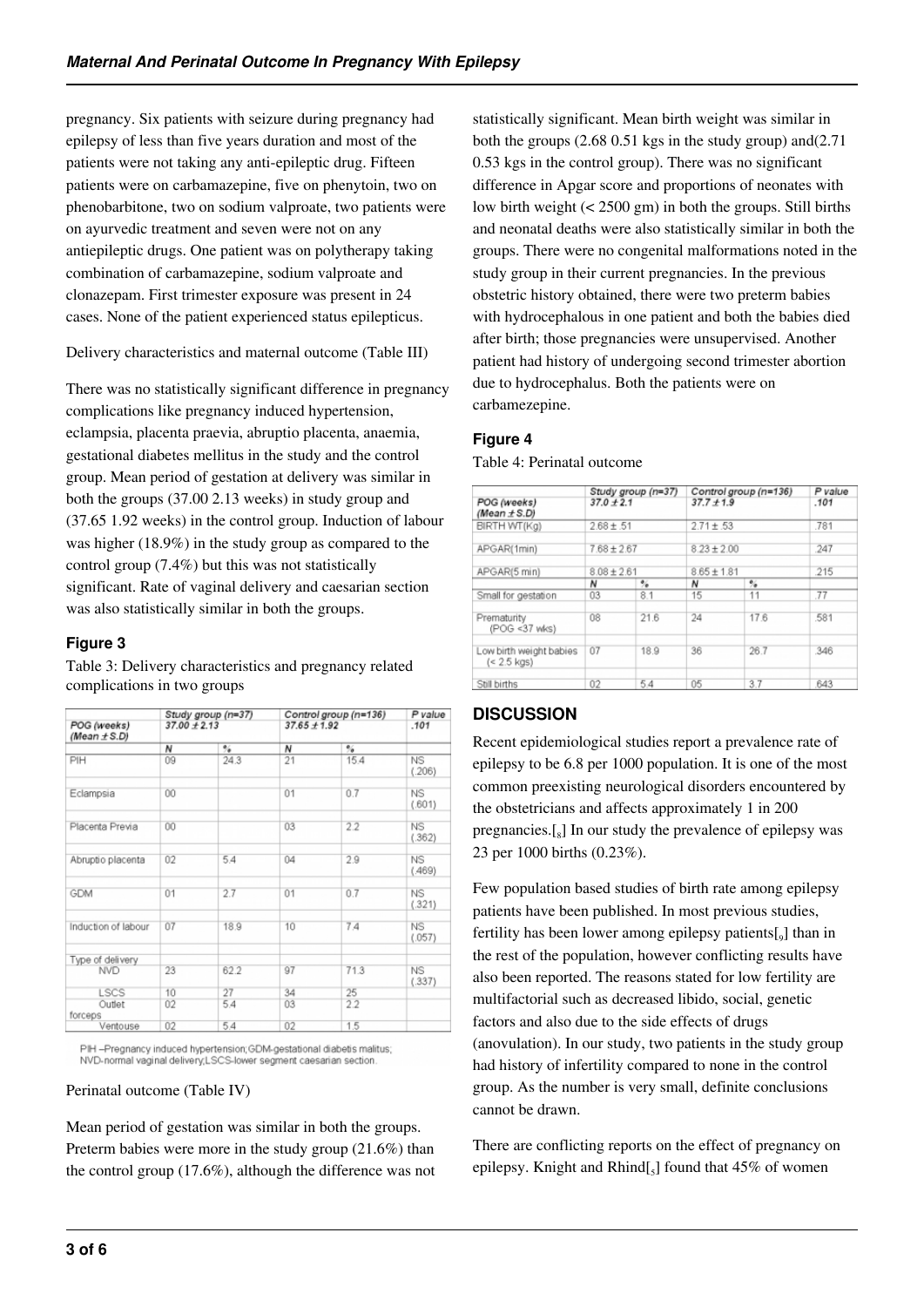pregnancy. Six patients with seizure during pregnancy had epilepsy of less than five years duration and most of the patients were not taking any anti-epileptic drug. Fifteen patients were on carbamazepine, five on phenytoin, two on phenobarbitone, two on sodium valproate, two patients were on ayurvedic treatment and seven were not on any antiepileptic drugs. One patient was on polytherapy taking combination of carbamazepine, sodium valproate and clonazepam. First trimester exposure was present in 24 cases. None of the patient experienced status epilepticus.

Delivery characteristics and maternal outcome (Table III)

There was no statistically significant difference in pregnancy complications like pregnancy induced hypertension, eclampsia, placenta praevia, abruptio placenta, anaemia, gestational diabetes mellitus in the study and the control group. Mean period of gestation at delivery was similar in both the groups (37.00 2.13 weeks) in study group and (37.65 1.92 weeks) in the control group. Induction of labour was higher (18.9%) in the study group as compared to the control group (7.4%) but this was not statistically significant. Rate of vaginal delivery and caesarian section was also statistically similar in both the groups.

### Figure 3

Table 3: Delivery characteristics and pregnancy related complications in two groups

| | Study group (n=37) | | Control group (n=136) | | P value |
|---|---|---|---|---|---|
| POG (weeks) (Mean ± S.D) | 37.00 ± 2.13 | | 37.65 ± 1.92 | | .101 |
| | N | % | N | % | |
| PIH | 09 | 24.3 | 21 | 15.4 | NS (.206) |
| Eclampsia | 00 | | 01 | 0.7 | NS (.601) |
| Placenta Previa | 00 | | 03 | 2.2 | NS (.362) |
| Abruptio placenta | 02 | 5.4 | 04 | 2.9 | NS (.469) |
| GDM | 01 | 2.7 | 01 | 0.7 | NS (.321) |
| Induction of labour | 07 | 18.9 | 10 | 7.4 | NS (.057) |
| Type of delivery | | | | | |
| NVD | 23 | 62.2 | 97 | 71.3 | NS (.337) |
| LSCS | 10 | 27 | 34 | 25 | |
| Outlet forceps | 02 | 5.4 | 03 | 2.2 | |
| Ventouse | 02 | 5.4 | 02 | 1.5 | |

PIH –Pregnancy induced hypertension;GDM-gestational diabetis malitus; NVD-normal vaginal delivery;LSCS-lower segment caesarian section.

Perinatal outcome (Table IV)

Mean period of gestation was similar in both the groups. Preterm babies were more in the study group (21.6%) than the control group (17.6%), although the difference was not statistically significant. Mean birth weight was similar in both the groups (2.68 0.51 kgs in the study group) and(2.71 0.53 kgs in the control group). There was no significant difference in Apgar score and proportions of neonates with low birth weight (< 2500 gm) in both the groups. Still births and neonatal deaths were also statistically similar in both the groups. There were no congenital malformations noted in the study group in their current pregnancies. In the previous obstetric history obtained, there were two preterm babies with hydrocephalous in one patient and both the babies died after birth; those pregnancies were unsupervised. Another patient had history of undergoing second trimester abortion due to hydrocephalus. Both the patients were on carbamezepine.

### Figure 4

Table 4: Perinatal outcome

| | Study group (n=37) | | Control group (n=136) | | P value |
|---|---|---|---|---|---|
| POG (weeks) (Mean ± S.D) | 37.0 ± 2.1 | | 37.7 ± 1.9 | | .101 |
| BIRTH WT(Kg) | 2.68 ± .51 | | 2.71 ± .53 | | .781 |
| APGAR(1min) | 7.68 ± 2.67 | | 8.23 ± 2.00 | | .247 |
| APGAR(5 min) | 8.08 ± 2.61 | | 8.65 ± 1.81 | | .215 |
| | N | % | N | % | |
| Small for gestation | 03 | 8.1 | 15 | 11 | .77 |
| Prematurity (POG <37 wks) | 08 | 21.6 | 24 | 17.6 | .581 |
| Low birth weight babies (< 2.5 kgs) | 07 | 18.9 | 36 | 26.7 | .346 |
| Still births | 02 | 5.4 | 05 | 3.7 | .643 |

## DISCUSSION

Recent epidemiological studies report a prevalence rate of epilepsy to be 6.8 per 1000 population. It is one of the most common preexisting neurological disorders encountered by the obstetricians and affects approximately 1 in 200 pregnancies.[8] In our study the prevalence of epilepsy was 23 per 1000 births (0.23%).

Few population based studies of birth rate among epilepsy patients have been published. In most previous studies, fertility has been lower among epilepsy patients[9] than in the rest of the population, however conflicting results have also been reported. The reasons stated for low fertility are multifactorial such as decreased libido, social, genetic factors and also due to the side effects of drugs (anovulation). In our study, two patients in the study group had history of infertility compared to none in the control group. As the number is very small, definite conclusions cannot be drawn.

There are conflicting reports on the effect of pregnancy on epilepsy. Knight and Rhind[5] found that 45% of women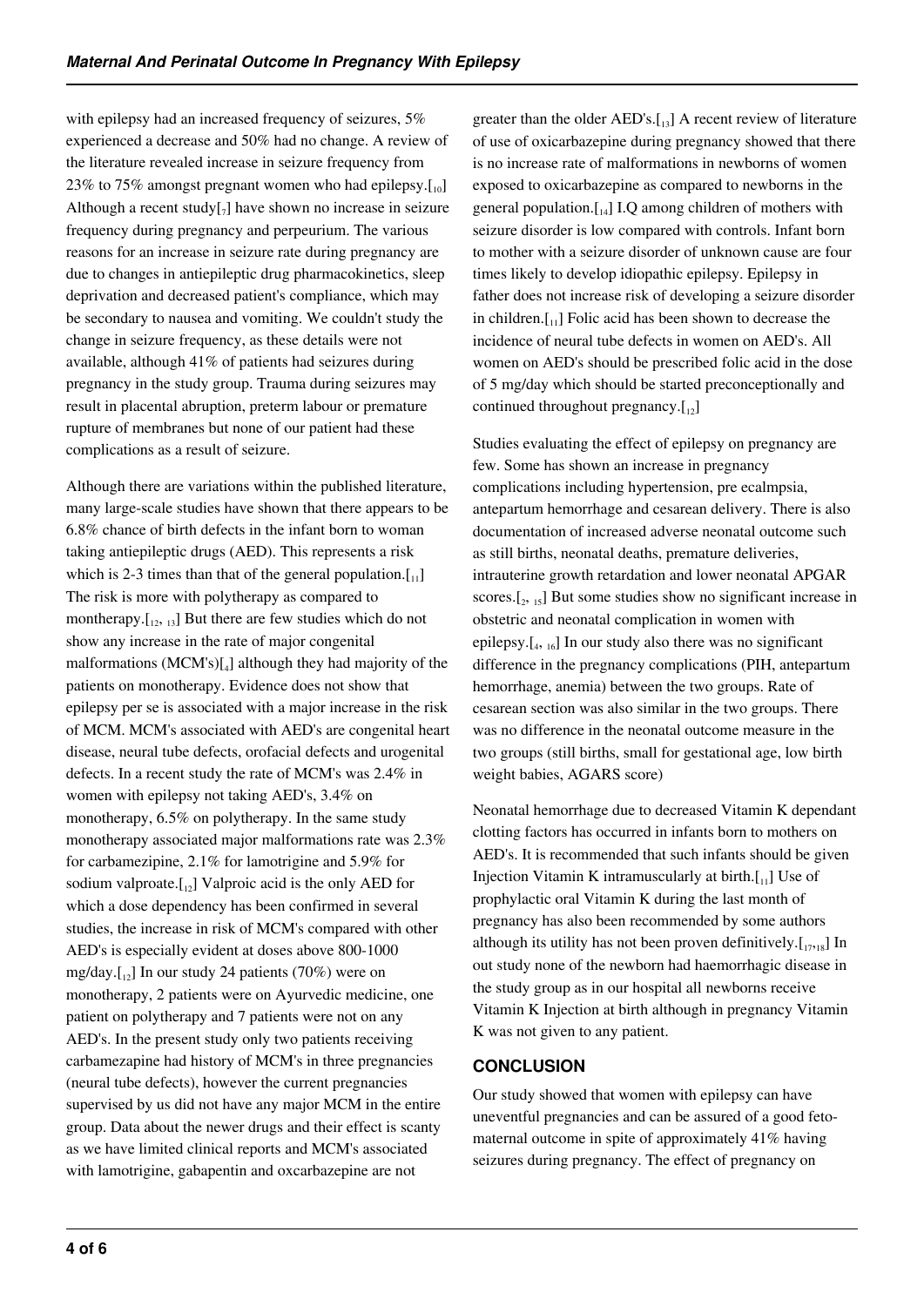with epilepsy had an increased frequency of seizures, 5% experienced a decrease and 50% had no change. A review of the literature revealed increase in seizure frequency from 23% to 75% amongst pregnant women who had epilepsy.[10] Although a recent study[7] have shown no increase in seizure frequency during pregnancy and perpeurium. The various reasons for an increase in seizure rate during pregnancy are due to changes in antiepileptic drug pharmacokinetics, sleep deprivation and decreased patient's compliance, which may be secondary to nausea and vomiting. We couldn't study the change in seizure frequency, as these details were not available, although 41% of patients had seizures during pregnancy in the study group. Trauma during seizures may result in placental abruption, preterm labour or premature rupture of membranes but none of our patient had these complications as a result of seizure.

Although there are variations within the published literature, many large-scale studies have shown that there appears to be 6.8% chance of birth defects in the infant born to woman taking antiepileptic drugs (AED). This represents a risk which is 2-3 times than that of the general population.[11] The risk is more with polytherapy as compared to montherapy.[12, 13] But there are few studies which do not show any increase in the rate of major congenital malformations (MCM's)[4] although they had majority of the patients on monotherapy. Evidence does not show that epilepsy per se is associated with a major increase in the risk of MCM. MCM's associated with AED's are congenital heart disease, neural tube defects, orofacial defects and urogenital defects. In a recent study the rate of MCM's was 2.4% in women with epilepsy not taking AED's, 3.4% on monotherapy, 6.5% on polytherapy. In the same study monotherapy associated major malformations rate was 2.3% for carbamezipine, 2.1% for lamotrigine and 5.9% for sodium valproate.[12] Valproic acid is the only AED for which a dose dependency has been confirmed in several studies, the increase in risk of MCM's compared with other AED's is especially evident at doses above 800-1000 mg/day.[12] In our study 24 patients (70%) were on monotherapy, 2 patients were on Ayurvedic medicine, one patient on polytherapy and 7 patients were not on any AED's. In the present study only two patients receiving carbamezapine had history of MCM's in three pregnancies (neural tube defects), however the current pregnancies supervised by us did not have any major MCM in the entire group. Data about the newer drugs and their effect is scanty as we have limited clinical reports and MCM's associated with lamotrigine, gabapentin and oxcarbazepine are not greater than the older AED's.[13] A recent review of literature of use of oxicarbazepine during pregnancy showed that there is no increase rate of malformations in newborns of women exposed to oxicarbazepine as compared to newborns in the general population.[14] I.Q among children of mothers with seizure disorder is low compared with controls. Infant born to mother with a seizure disorder of unknown cause are four times likely to develop idiopathic epilepsy. Epilepsy in father does not increase risk of developing a seizure disorder in children.[11] Folic acid has been shown to decrease the incidence of neural tube defects in women on AED's. All women on AED's should be prescribed folic acid in the dose of 5 mg/day which should be started preconceptionally and continued throughout pregnancy.[12]

Studies evaluating the effect of epilepsy on pregnancy are few. Some has shown an increase in pregnancy complications including hypertension, pre ecalmpsia, antepartum hemorrhage and cesarean delivery. There is also documentation of increased adverse neonatal outcome such as still births, neonatal deaths, premature deliveries, intrauterine growth retardation and lower neonatal APGAR scores.[2, 15] But some studies show no significant increase in obstetric and neonatal complication in women with epilepsy.[4, 16] In our study also there was no significant difference in the pregnancy complications (PIH, antepartum hemorrhage, anemia) between the two groups. Rate of cesarean section was also similar in the two groups. There was no difference in the neonatal outcome measure in the two groups (still births, small for gestational age, low birth weight babies, AGARS score)

Neonatal hemorrhage due to decreased Vitamin K dependant clotting factors has occurred in infants born to mothers on AED's. It is recommended that such infants should be given Injection Vitamin K intramuscularly at birth.[11] Use of prophylactic oral Vitamin K during the last month of pregnancy has also been recommended by some authors although its utility has not been proven definitively.[17,18] In out study none of the newborn had haemorrhagic disease in the study group as in our hospital all newborns receive Vitamin K Injection at birth although in pregnancy Vitamin K was not given to any patient.

## CONCLUSION

Our study showed that women with epilepsy can have uneventful pregnancies and can be assured of a good feto-maternal outcome in spite of approximately 41% having seizures during pregnancy. The effect of pregnancy on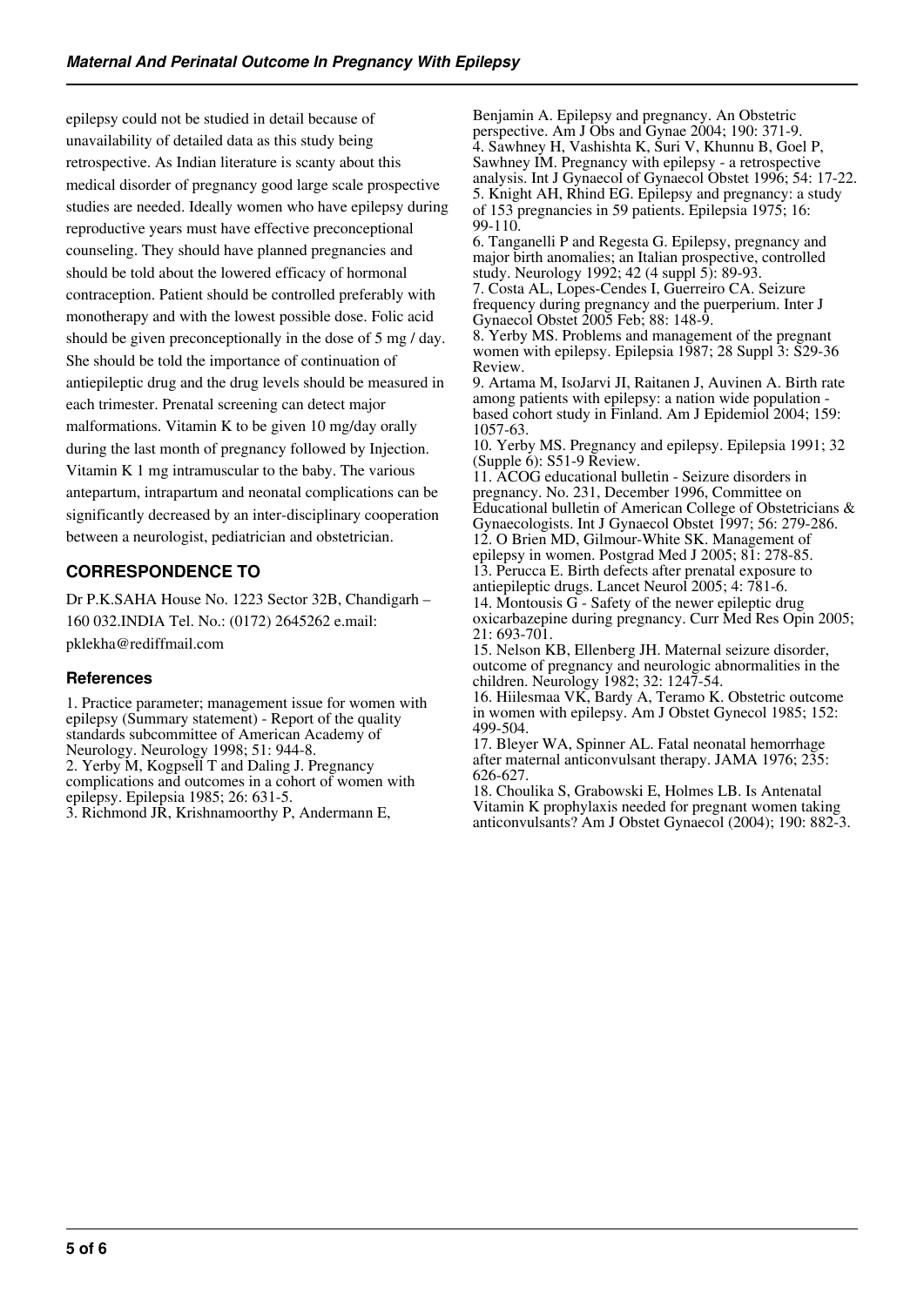epilepsy could not be studied in detail because of unavailability of detailed data as this study being retrospective. As Indian literature is scanty about this medical disorder of pregnancy good large scale prospective studies are needed. Ideally women who have epilepsy during reproductive years must have effective preconceptional counseling. They should have planned pregnancies and should be told about the lowered efficacy of hormonal contraception. Patient should be controlled preferably with monotherapy and with the lowest possible dose. Folic acid should be given preconceptionally in the dose of 5 mg / day. She should be told the importance of continuation of antiepileptic drug and the drug levels should be measured in each trimester. Prenatal screening can detect major malformations. Vitamin K to be given 10 mg/day orally during the last month of pregnancy followed by Injection. Vitamin K 1 mg intramuscular to the baby. The various antepartum, intrapartum and neonatal complications can be significantly decreased by an inter-disciplinary cooperation between a neurologist, pediatrician and obstetrician.

## CORRESPONDENCE TO

Dr P.K.SAHA House No. 1223 Sector 32B, Chandigarh – 160 032.INDIA Tel. No.: (0172) 2645262 e.mail: pklekha@rediffmail.com

### References

1. Practice parameter; management issue for women with epilepsy (Summary statement) - Report of the quality standards subcommittee of American Academy of Neurology. Neurology 1998; 51: 944-8.
2. Yerby M, Kogpsell T and Daling J. Pregnancy complications and outcomes in a cohort of women with epilepsy. Epilepsia 1985; 26: 631-5.
3. Richmond JR, Krishnamoorthy P, Andermann E, Benjamin A. Epilepsy and pregnancy. An Obstetric perspective. Am J Obs and Gynae 2004; 190: 371-9.
4. Sawhney H, Vashishta K, Suri V, Khunnu B, Goel P, Sawhney IM. Pregnancy with epilepsy - a retrospective analysis. Int J Gynaecol of Gynaecol Obstet 1996; 54: 17-22.
5. Knight AH, Rhind EG. Epilepsy and pregnancy: a study of 153 pregnancies in 59 patients. Epilepsia 1975; 16: 99-110.
6. Tanganelli P and Regesta G. Epilepsy, pregnancy and major birth anomalies; an Italian prospective, controlled study. Neurology 1992; 42 (4 suppl 5): 89-93.
7. Costa AL, Lopes-Cendes I, Guerreiro CA. Seizure frequency during pregnancy and the puerperium. Inter J Gynaecol Obstet 2005 Feb; 88: 148-9.
8. Yerby MS. Problems and management of the pregnant women with epilepsy. Epilepsia 1987; 28 Suppl 3: S29-36 Review.
9. Artama M, IsoJarvi JI, Raitanen J, Auvinen A. Birth rate among patients with epilepsy: a nation wide population - based cohort study in Finland. Am J Epidemiol 2004; 159: 1057-63.
10. Yerby MS. Pregnancy and epilepsy. Epilepsia 1991; 32 (Supple 6): S51-9 Review.
11. ACOG educational bulletin - Seizure disorders in pregnancy. No. 231, December 1996, Committee on Educational bulletin of American College of Obstetricians & Gynaecologists. Int J Gynaecol Obstet 1997; 56: 279-286.
12. O Brien MD, Gilmour-White SK. Management of epilepsy in women. Postgrad Med J 2005; 81: 278-85.
13. Perucca E. Birth defects after prenatal exposure to antiepileptic drugs. Lancet Neurol 2005; 4: 781-6.
14. Montousis G - Safety of the newer epileptic drug oxicarbazepine during pregnancy. Curr Med Res Opin 2005; 21: 693-701.
15. Nelson KB, Ellenberg JH. Maternal seizure disorder, outcome of pregnancy and neurologic abnormalities in the children. Neurology 1982; 32: 1247-54.
16. Hiilesmaa VK, Bardy A, Teramo K. Obstetric outcome in women with epilepsy. Am J Obstet Gynecol 1985; 152: 499-504.
17. Bleyer WA, Spinner AL. Fatal neonatal hemorrhage after maternal anticonvulsant therapy. JAMA 1976; 235: 626-627.
18. Choulika S, Grabowski E, Holmes LB. Is Antenatal Vitamin K prophylaxis needed for pregnant women taking anticonvulsants? Am J Obstet Gynaecol (2004); 190: 882-3.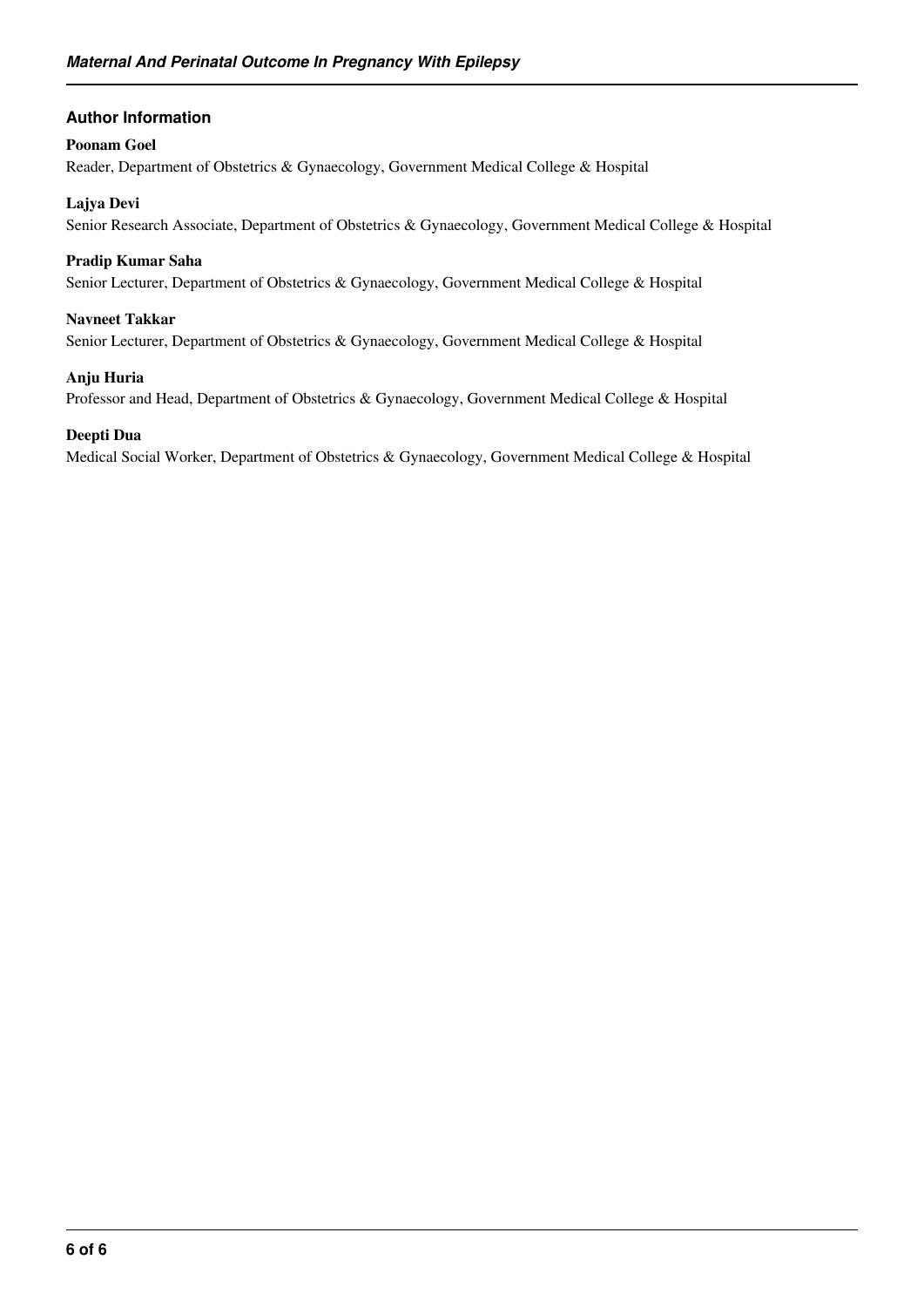## Author Information

**Poonam Goel**
Reader, Department of Obstetrics & Gynaecology, Government Medical College & Hospital

**Lajya Devi**
Senior Research Associate, Department of Obstetrics & Gynaecology, Government Medical College & Hospital

**Pradip Kumar Saha**
Senior Lecturer, Department of Obstetrics & Gynaecology, Government Medical College & Hospital

**Navneet Takkar**
Senior Lecturer, Department of Obstetrics & Gynaecology, Government Medical College & Hospital

**Anju Huria**
Professor and Head, Department of Obstetrics & Gynaecology, Government Medical College & Hospital

**Deepti Dua**
Medical Social Worker, Department of Obstetrics & Gynaecology, Government Medical College & Hospital